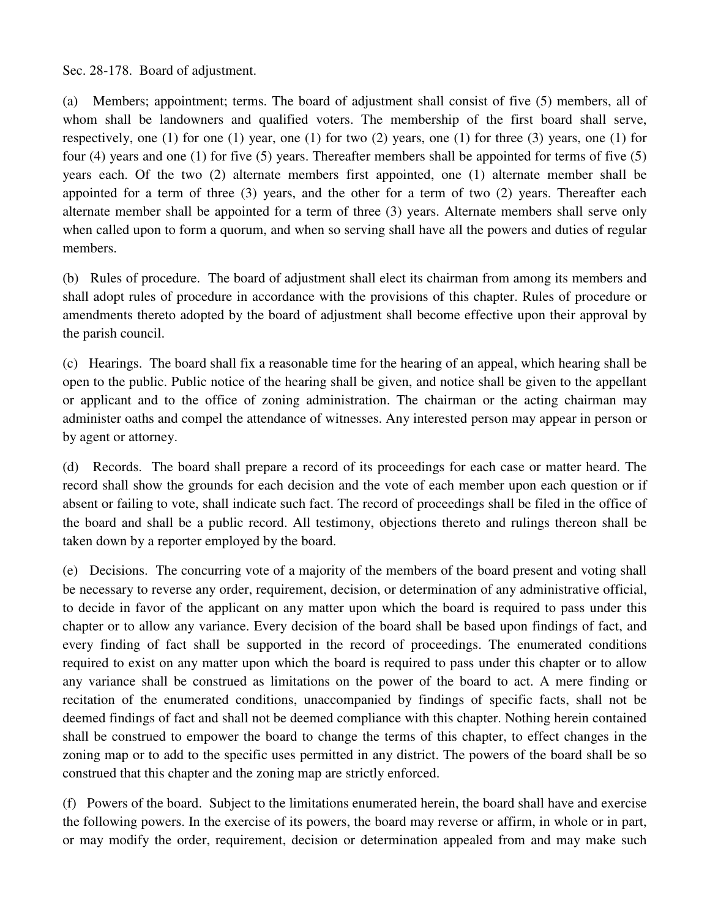Sec. 28-178. Board of adjustment.

(a) Members; appointment; terms. The board of adjustment shall consist of five (5) members, all of whom shall be landowners and qualified voters. The membership of the first board shall serve, respectively, one (1) for one (1) year, one (1) for two (2) years, one (1) for three (3) years, one (1) for four (4) years and one (1) for five (5) years. Thereafter members shall be appointed for terms of five (5) years each. Of the two (2) alternate members first appointed, one (1) alternate member shall be appointed for a term of three (3) years, and the other for a term of two (2) years. Thereafter each alternate member shall be appointed for a term of three (3) years. Alternate members shall serve only when called upon to form a quorum, and when so serving shall have all the powers and duties of regular members.

(b) Rules of procedure. The board of adjustment shall elect its chairman from among its members and shall adopt rules of procedure in accordance with the provisions of this chapter. Rules of procedure or amendments thereto adopted by the board of adjustment shall become effective upon their approval by the parish council.

(c) Hearings. The board shall fix a reasonable time for the hearing of an appeal, which hearing shall be open to the public. Public notice of the hearing shall be given, and notice shall be given to the appellant or applicant and to the office of zoning administration. The chairman or the acting chairman may administer oaths and compel the attendance of witnesses. Any interested person may appear in person or by agent or attorney.

(d) Records. The board shall prepare a record of its proceedings for each case or matter heard. The record shall show the grounds for each decision and the vote of each member upon each question or if absent or failing to vote, shall indicate such fact. The record of proceedings shall be filed in the office of the board and shall be a public record. All testimony, objections thereto and rulings thereon shall be taken down by a reporter employed by the board.

(e) Decisions. The concurring vote of a majority of the members of the board present and voting shall be necessary to reverse any order, requirement, decision, or determination of any administrative official, to decide in favor of the applicant on any matter upon which the board is required to pass under this chapter or to allow any variance. Every decision of the board shall be based upon findings of fact, and every finding of fact shall be supported in the record of proceedings. The enumerated conditions required to exist on any matter upon which the board is required to pass under this chapter or to allow any variance shall be construed as limitations on the power of the board to act. A mere finding or recitation of the enumerated conditions, unaccompanied by findings of specific facts, shall not be deemed findings of fact and shall not be deemed compliance with this chapter. Nothing herein contained shall be construed to empower the board to change the terms of this chapter, to effect changes in the zoning map or to add to the specific uses permitted in any district. The powers of the board shall be so construed that this chapter and the zoning map are strictly enforced.

(f) Powers of the board. Subject to the limitations enumerated herein, the board shall have and exercise the following powers. In the exercise of its powers, the board may reverse or affirm, in whole or in part, or may modify the order, requirement, decision or determination appealed from and may make such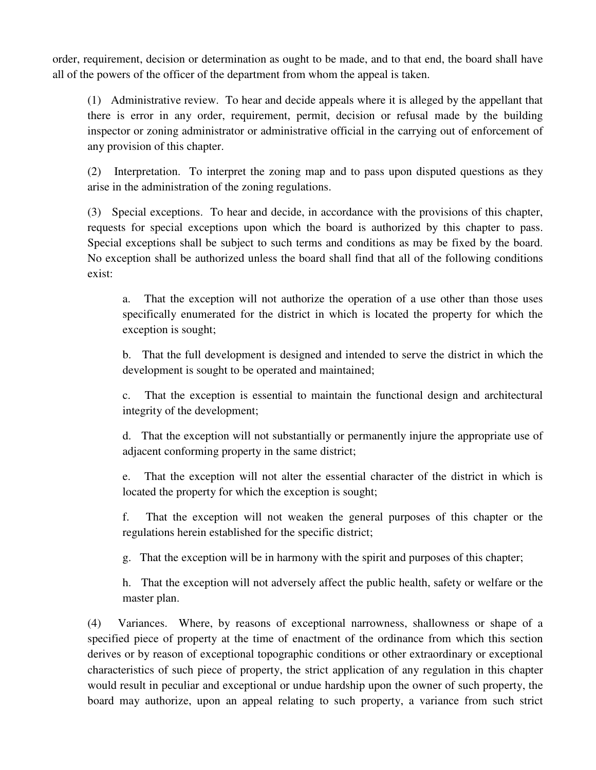order, requirement, decision or determination as ought to be made, and to that end, the board shall have all of the powers of the officer of the department from whom the appeal is taken.

(1) Administrative review. To hear and decide appeals where it is alleged by the appellant that there is error in any order, requirement, permit, decision or refusal made by the building inspector or zoning administrator or administrative official in the carrying out of enforcement of any provision of this chapter.

(2) Interpretation. To interpret the zoning map and to pass upon disputed questions as they arise in the administration of the zoning regulations.

(3) Special exceptions. To hear and decide, in accordance with the provisions of this chapter, requests for special exceptions upon which the board is authorized by this chapter to pass. Special exceptions shall be subject to such terms and conditions as may be fixed by the board. No exception shall be authorized unless the board shall find that all of the following conditions exist:

a. That the exception will not authorize the operation of a use other than those uses specifically enumerated for the district in which is located the property for which the exception is sought;

b. That the full development is designed and intended to serve the district in which the development is sought to be operated and maintained;

c. That the exception is essential to maintain the functional design and architectural integrity of the development;

d. That the exception will not substantially or permanently injure the appropriate use of adjacent conforming property in the same district;

e. That the exception will not alter the essential character of the district in which is located the property for which the exception is sought;

f. That the exception will not weaken the general purposes of this chapter or the regulations herein established for the specific district;

g. That the exception will be in harmony with the spirit and purposes of this chapter;

h. That the exception will not adversely affect the public health, safety or welfare or the master plan.

(4) Variances. Where, by reasons of exceptional narrowness, shallowness or shape of a specified piece of property at the time of enactment of the ordinance from which this section derives or by reason of exceptional topographic conditions or other extraordinary or exceptional characteristics of such piece of property, the strict application of any regulation in this chapter would result in peculiar and exceptional or undue hardship upon the owner of such property, the board may authorize, upon an appeal relating to such property, a variance from such strict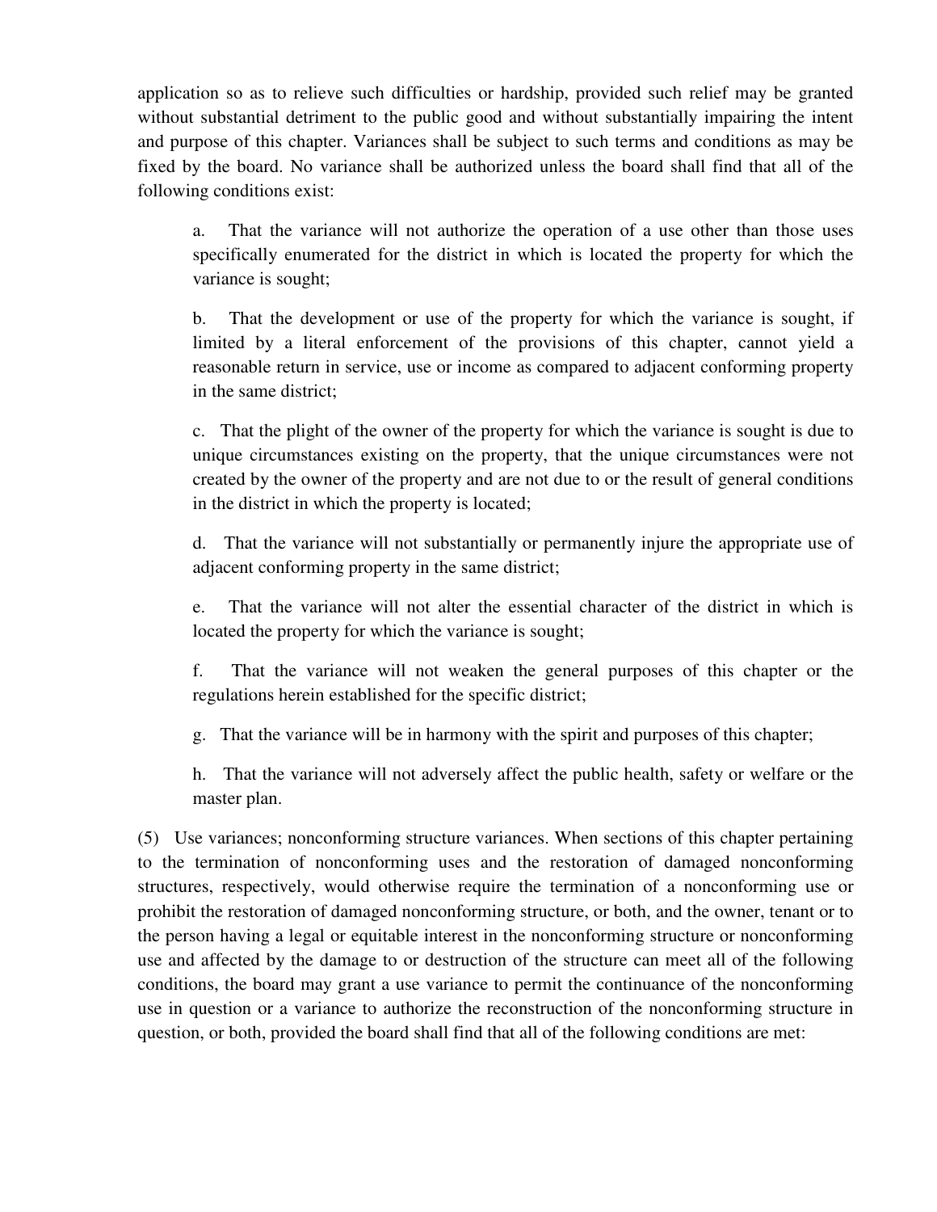application so as to relieve such difficulties or hardship, provided such relief may be granted without substantial detriment to the public good and without substantially impairing the intent and purpose of this chapter. Variances shall be subject to such terms and conditions as may be fixed by the board. No variance shall be authorized unless the board shall find that all of the following conditions exist:

> a. That the variance will not authorize the operation of a use other than those uses specifically enumerated for the district in which is located the property for which the variance is sought;
>
> b. That the development or use of the property for which the variance is sought, if limited by a literal enforcement of the provisions of this chapter, cannot yield a reasonable return in service, use or income as compared to adjacent conforming property in the same district;
>
> c. That the plight of the owner of the property for which the variance is sought is due to unique circumstances existing on the property, that the unique circumstances were not created by the owner of the property and are not due to or the result of general conditions in the district in which the property is located;
>
> d. That the variance will not substantially or permanently injure the appropriate use of adjacent conforming property in the same district;
>
> e. That the variance will not alter the essential character of the district in which is located the property for which the variance is sought;
>
> f. That the variance will not weaken the general purposes of this chapter or the regulations herein established for the specific district;
>
> g. That the variance will be in harmony with the spirit and purposes of this chapter;
>
> h. That the variance will not adversely affect the public health, safety or welfare or the master plan.

(5) Use variances; nonconforming structure variances. When sections of this chapter pertaining to the termination of nonconforming uses and the restoration of damaged nonconforming structures, respectively, would otherwise require the termination of a nonconforming use or prohibit the restoration of damaged nonconforming structure, or both, and the owner, tenant or to the person having a legal or equitable interest in the nonconforming structure or nonconforming use and affected by the damage to or destruction of the structure can meet all of the following conditions, the board may grant a use variance to permit the continuance of the nonconforming use in question or a variance to authorize the reconstruction of the nonconforming structure in question, or both, provided the board shall find that all of the following conditions are met: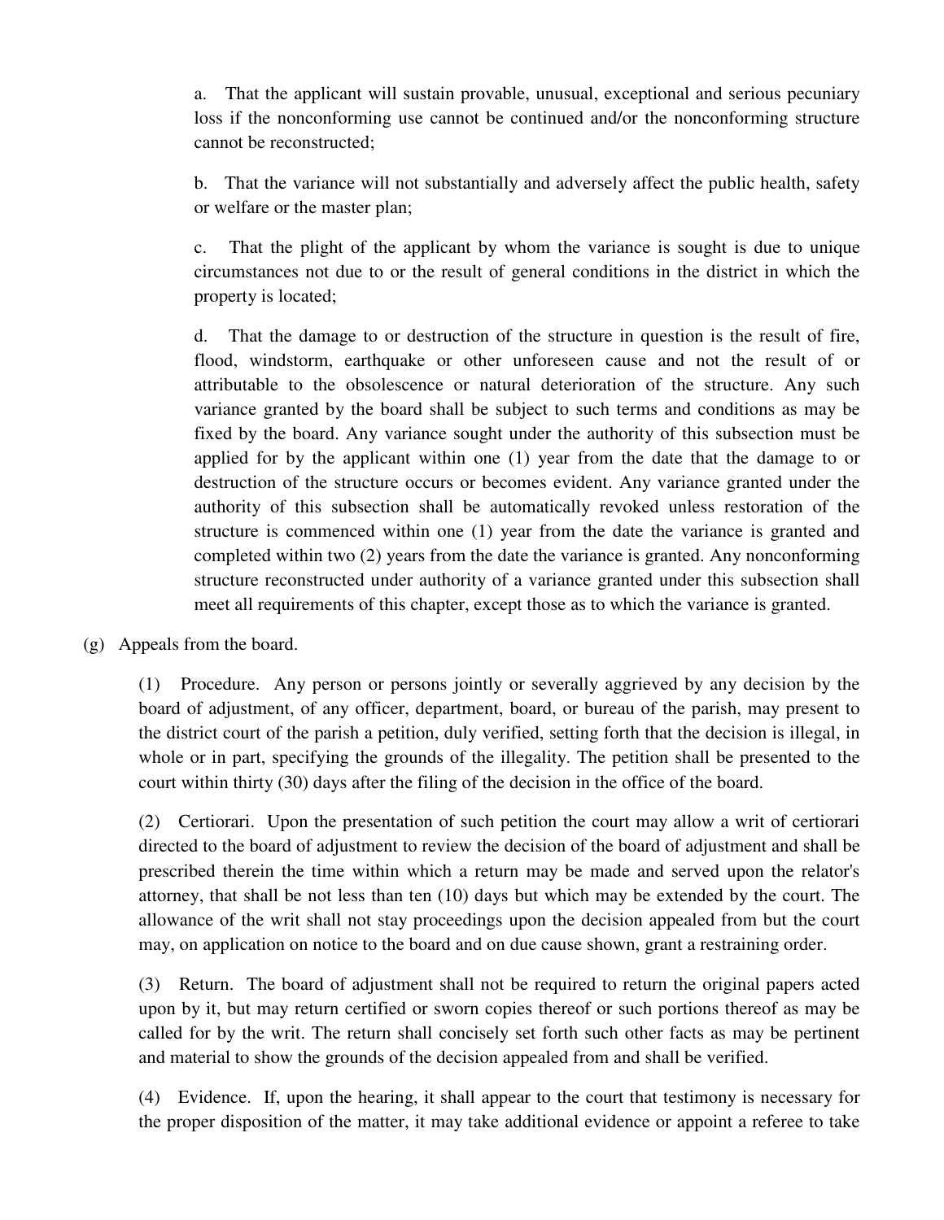a. That the applicant will sustain provable, unusual, exceptional and serious pecuniary loss if the nonconforming use cannot be continued and/or the nonconforming structure cannot be reconstructed;

b. That the variance will not substantially and adversely affect the public health, safety or welfare or the master plan;

c. That the plight of the applicant by whom the variance is sought is due to unique circumstances not due to or the result of general conditions in the district in which the property is located;

d. That the damage to or destruction of the structure in question is the result of fire, flood, windstorm, earthquake or other unforeseen cause and not the result of or attributable to the obsolescence or natural deterioration of the structure. Any such variance granted by the board shall be subject to such terms and conditions as may be fixed by the board. Any variance sought under the authority of this subsection must be applied for by the applicant within one (1) year from the date that the damage to or destruction of the structure occurs or becomes evident. Any variance granted under the authority of this subsection shall be automatically revoked unless restoration of the structure is commenced within one (1) year from the date the variance is granted and completed within two (2) years from the date the variance is granted. Any nonconforming structure reconstructed under authority of a variance granted under this subsection shall meet all requirements of this chapter, except those as to which the variance is granted.

(g) Appeals from the board.

(1) Procedure. Any person or persons jointly or severally aggrieved by any decision by the board of adjustment, of any officer, department, board, or bureau of the parish, may present to the district court of the parish a petition, duly verified, setting forth that the decision is illegal, in whole or in part, specifying the grounds of the illegality. The petition shall be presented to the court within thirty (30) days after the filing of the decision in the office of the board.

(2) Certiorari. Upon the presentation of such petition the court may allow a writ of certiorari directed to the board of adjustment to review the decision of the board of adjustment and shall be prescribed therein the time within which a return may be made and served upon the relator's attorney, that shall be not less than ten (10) days but which may be extended by the court. The allowance of the writ shall not stay proceedings upon the decision appealed from but the court may, on application on notice to the board and on due cause shown, grant a restraining order.

(3) Return. The board of adjustment shall not be required to return the original papers acted upon by it, but may return certified or sworn copies thereof or such portions thereof as may be called for by the writ. The return shall concisely set forth such other facts as may be pertinent and material to show the grounds of the decision appealed from and shall be verified.

(4) Evidence. If, upon the hearing, it shall appear to the court that testimony is necessary for the proper disposition of the matter, it may take additional evidence or appoint a referee to take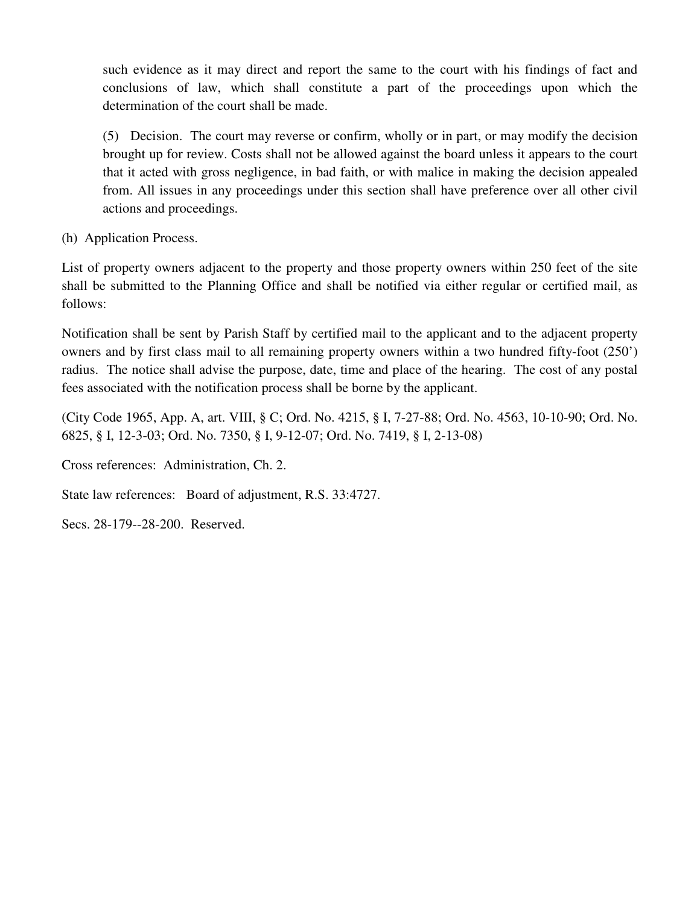such evidence as it may direct and report the same to the court with his findings of fact and conclusions of law, which shall constitute a part of the proceedings upon which the determination of the court shall be made.

(5) Decision. The court may reverse or confirm, wholly or in part, or may modify the decision brought up for review. Costs shall not be allowed against the board unless it appears to the court that it acted with gross negligence, in bad faith, or with malice in making the decision appealed from. All issues in any proceedings under this section shall have preference over all other civil actions and proceedings.

(h) Application Process.

List of property owners adjacent to the property and those property owners within 250 feet of the site shall be submitted to the Planning Office and shall be notified via either regular or certified mail, as follows:

Notification shall be sent by Parish Staff by certified mail to the applicant and to the adjacent property owners and by first class mail to all remaining property owners within a two hundred fifty-foot (250') radius. The notice shall advise the purpose, date, time and place of the hearing. The cost of any postal fees associated with the notification process shall be borne by the applicant.

(City Code 1965, App. A, art. VIII, § C; Ord. No. 4215, § I, 7-27-88; Ord. No. 4563, 10-10-90; Ord. No. 6825, § I, 12-3-03; Ord. No. 7350, § I, 9-12-07; Ord. No. 7419, § I, 2-13-08)

Cross references: Administration, Ch. 2.

State law references: Board of adjustment, R.S. 33:4727.

Secs. 28-179--28-200. Reserved.